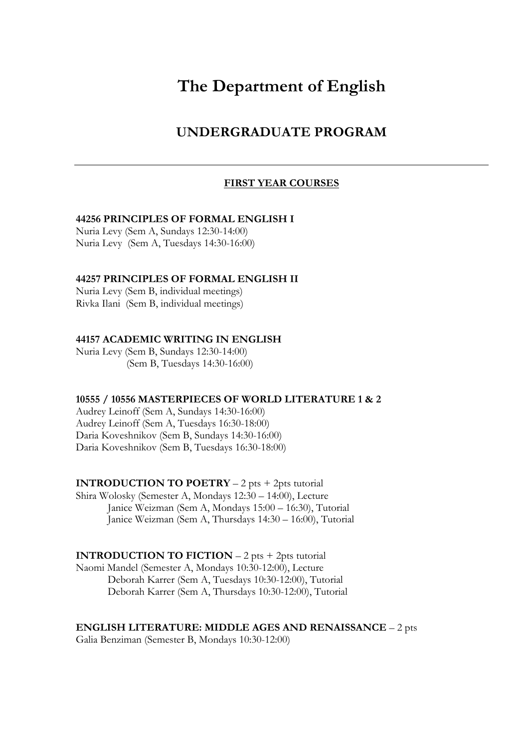# The Department of English

## UNDERGRADUATE PROGRAM

---

### FIRST YEAR COURSES

**44256 PRINCIPLES OF FORMAL ENGLISH I**
Nuria Levy (Sem A, Sundays 12:30-14:00)
Nuria Levy (Sem A, Tuesdays 14:30-16:00)

**44257 PRINCIPLES OF FORMAL ENGLISH II**
Nuria Levy (Sem B, individual meetings)
Rivka Ilani (Sem B, individual meetings)

**44157 ACADEMIC WRITING IN ENGLISH**
Nuria Levy (Sem B, Sundays 12:30-14:00)
(Sem B, Tuesdays 14:30-16:00)

**10555 / 10556 MASTERPIECES OF WORLD LITERATURE 1 & 2**
Audrey Leinoff (Sem A, Sundays 14:30-16:00)
Audrey Leinoff (Sem A, Tuesdays 16:30-18:00)
Daria Koveshnikov (Sem B, Sundays 14:30-16:00)
Daria Koveshnikov (Sem B, Tuesdays 16:30-18:00)

**INTRODUCTION TO POETRY** – 2 pts + 2pts tutorial
Shira Wolosky (Semester A, Mondays 12:30 – 14:00), Lecture
Janice Weizman (Sem A, Mondays 15:00 – 16:30), Tutorial
Janice Weizman (Sem A, Thursdays 14:30 – 16:00), Tutorial

**INTRODUCTION TO FICTION** – 2 pts + 2pts tutorial
Naomi Mandel (Semester A, Mondays 10:30-12:00), Lecture
Deborah Karrer (Sem A, Tuesdays 10:30-12:00), Tutorial
Deborah Karrer (Sem A, Thursdays 10:30-12:00), Tutorial

**ENGLISH LITERATURE: MIDDLE AGES AND RENAISSANCE** – 2 pts
Galia Benziman (Semester B, Mondays 10:30-12:00)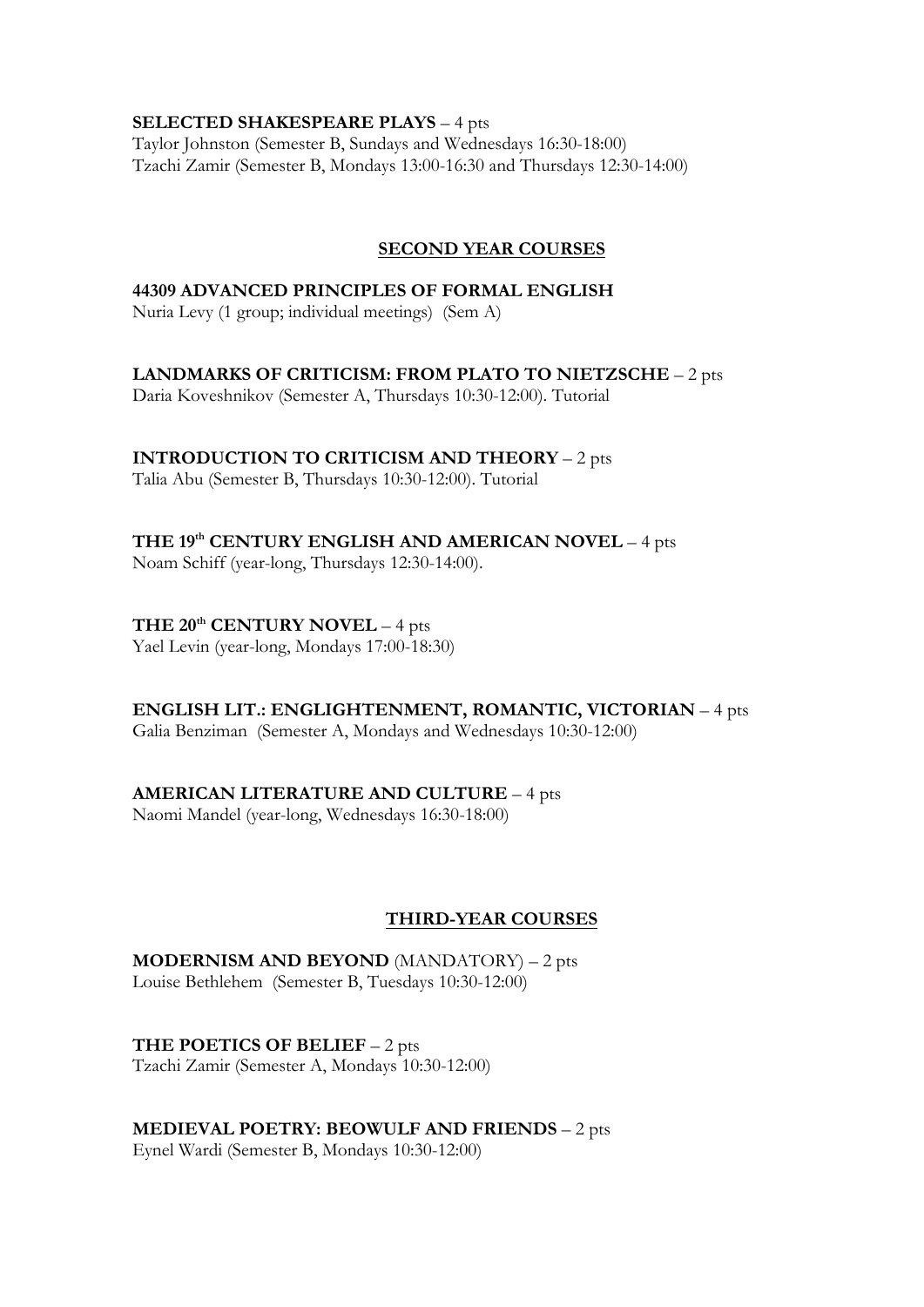**SELECTED SHAKESPEARE PLAYS** – 4 pts
Taylor Johnston (Semester B, Sundays and Wednesdays 16:30-18:00)
Tzachi Zamir (Semester B, Mondays 13:00-16:30 and Thursdays 12:30-14:00)

## SECOND YEAR COURSES

**44309 ADVANCED PRINCIPLES OF FORMAL ENGLISH**
Nuria Levy (1 group; individual meetings) (Sem A)

**LANDMARKS OF CRITICISM: FROM PLATO TO NIETZSCHE** – 2 pts
Daria Koveshnikov (Semester A, Thursdays 10:30-12:00). Tutorial

**INTRODUCTION TO CRITICISM AND THEORY** – 2 pts
Talia Abu (Semester B, Thursdays 10:30-12:00). Tutorial

**THE 19th CENTURY ENGLISH AND AMERICAN NOVEL** – 4 pts
Noam Schiff (year-long, Thursdays 12:30-14:00).

**THE 20th CENTURY NOVEL** – 4 pts
Yael Levin (year-long, Mondays 17:00-18:30)

**ENGLISH LIT.: ENGLIGHTENMENT, ROMANTIC, VICTORIAN** – 4 pts
Galia Benziman (Semester A, Mondays and Wednesdays 10:30-12:00)

**AMERICAN LITERATURE AND CULTURE** – 4 pts
Naomi Mandel (year-long, Wednesdays 16:30-18:00)

## THIRD-YEAR COURSES

**MODERNISM AND BEYOND** (MANDATORY) – 2 pts
Louise Bethlehem (Semester B, Tuesdays 10:30-12:00)

**THE POETICS OF BELIEF** – 2 pts
Tzachi Zamir (Semester A, Mondays 10:30-12:00)

**MEDIEVAL POETRY: BEOWULF AND FRIENDS** – 2 pts
Eynel Wardi (Semester B, Mondays 10:30-12:00)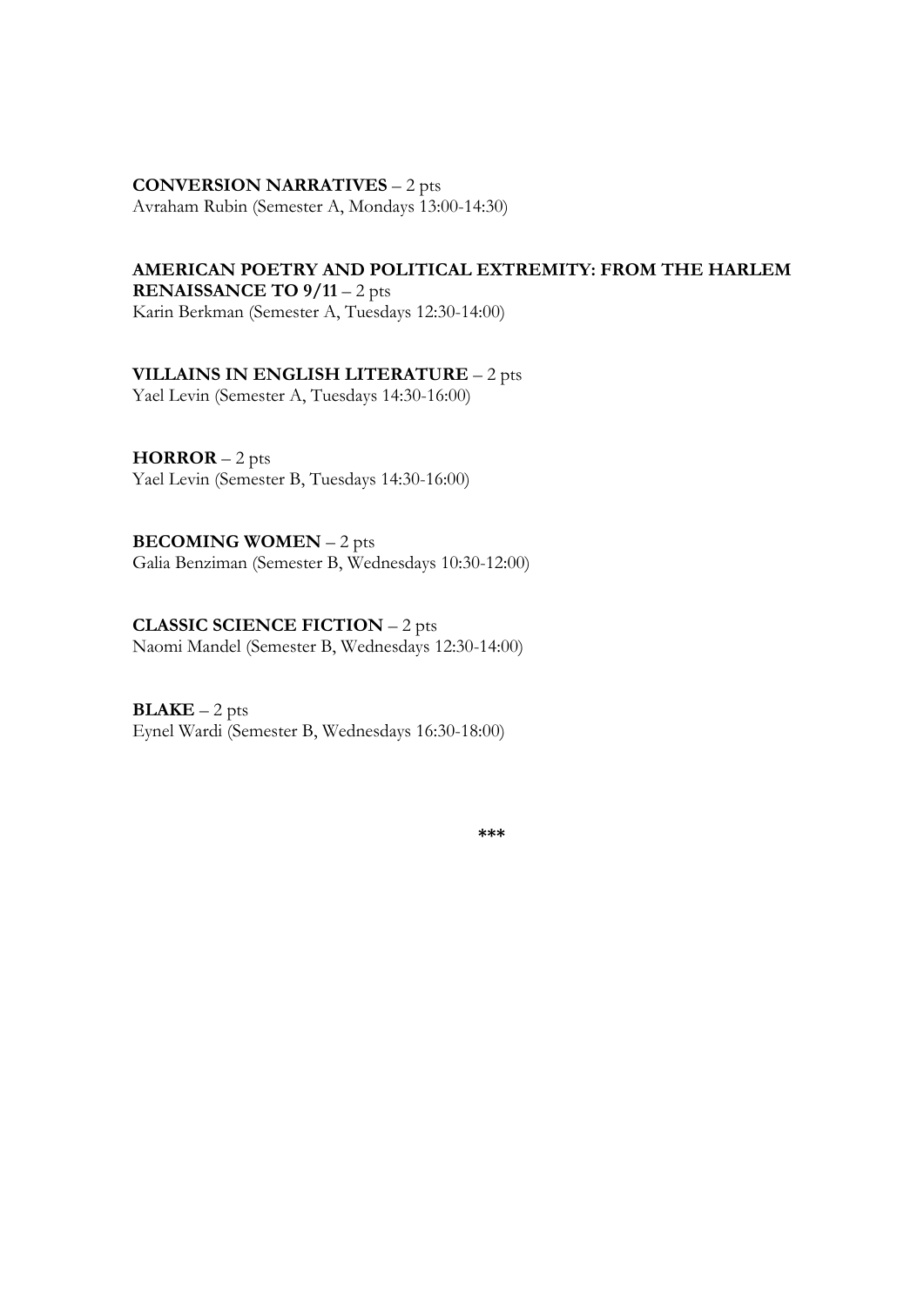**CONVERSION NARRATIVES** – 2 pts
Avraham Rubin (Semester A, Mondays 13:00-14:30)

**AMERICAN POETRY AND POLITICAL EXTREMITY: FROM THE HARLEM RENAISSANCE TO 9/11** – 2 pts
Karin Berkman (Semester A, Tuesdays 12:30-14:00)

**VILLAINS IN ENGLISH LITERATURE** – 2 pts
Yael Levin (Semester A, Tuesdays 14:30-16:00)

**HORROR** – 2 pts
Yael Levin (Semester B, Tuesdays 14:30-16:00)

**BECOMING WOMEN** – 2 pts
Galia Benziman (Semester B, Wednesdays 10:30-12:00)

**CLASSIC SCIENCE FICTION** – 2 pts
Naomi Mandel (Semester B, Wednesdays 12:30-14:00)

**BLAKE** – 2 pts
Eynel Wardi (Semester B, Wednesdays 16:30-18:00)

**\*\*\***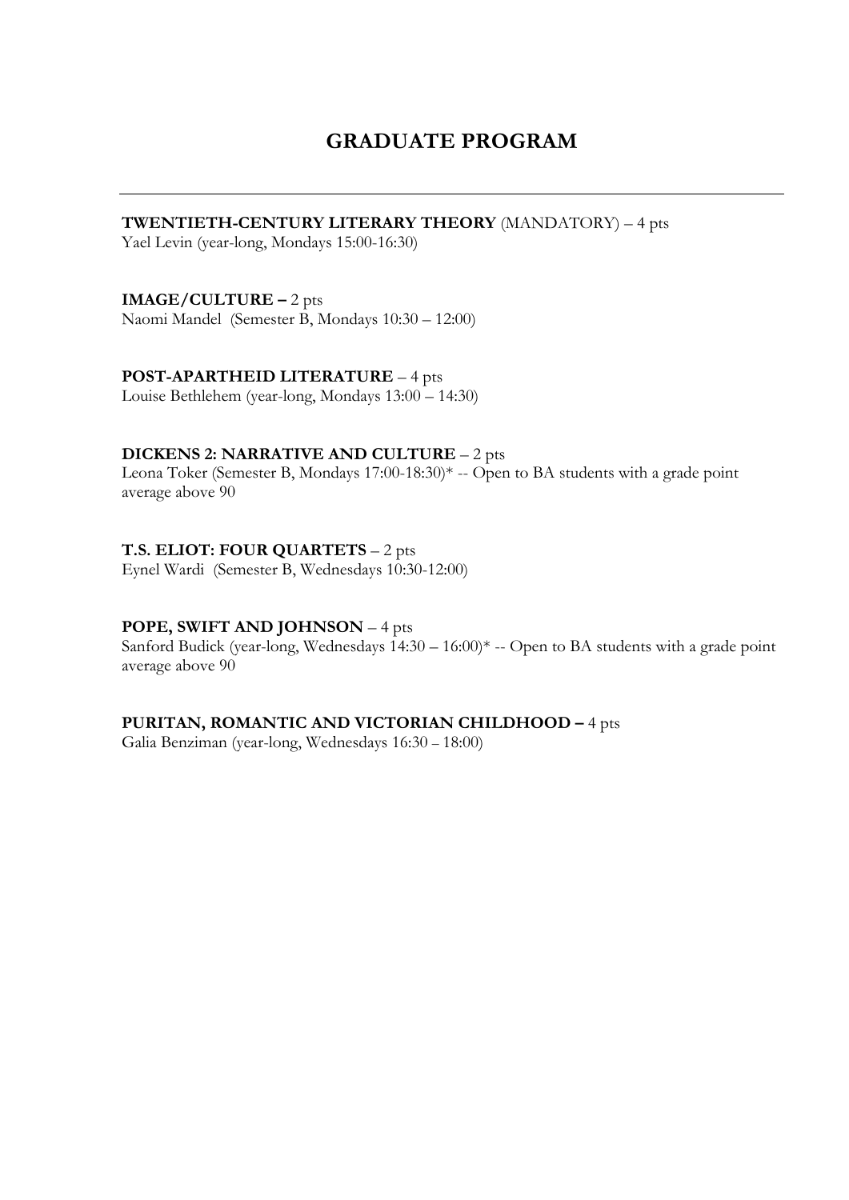# GRADUATE PROGRAM

---

**TWENTIETH-CENTURY LITERARY THEORY** (MANDATORY) – 4 pts
Yael Levin (year-long, Mondays 15:00-16:30)

**IMAGE/CULTURE –** 2 pts
Naomi Mandel (Semester B, Mondays 10:30 – 12:00)

**POST-APARTHEID LITERATURE** – 4 pts
Louise Bethlehem (year-long, Mondays 13:00 – 14:30)

**DICKENS 2: NARRATIVE AND CULTURE** – 2 pts
Leona Toker (Semester B, Mondays 17:00-18:30)* -- Open to BA students with a grade point average above 90

**T.S. ELIOT: FOUR QUARTETS** – 2 pts
Eynel Wardi (Semester B, Wednesdays 10:30-12:00)

**POPE, SWIFT AND JOHNSON** – 4 pts
Sanford Budick (year-long, Wednesdays 14:30 – 16:00)* -- Open to BA students with a grade point average above 90

**PURITAN, ROMANTIC AND VICTORIAN CHILDHOOD –** 4 pts
Galia Benziman (year-long, Wednesdays 16:30 – 18:00)